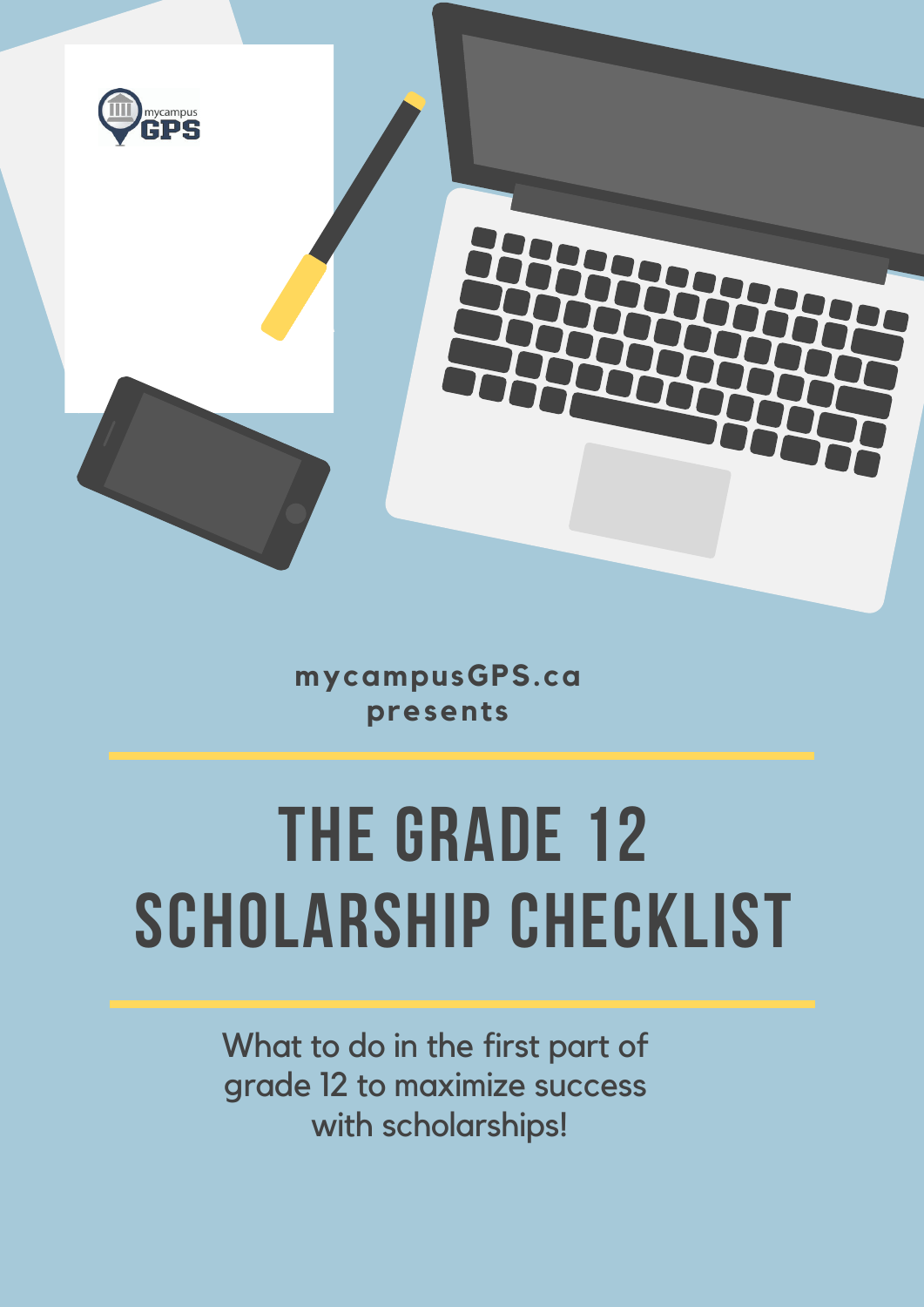mycampusGPS.ca
presents

# THE GRADE 12 SCHOLARSHIP CHECKLIST

What to do in the first part of grade 12 to maximize success with scholarships!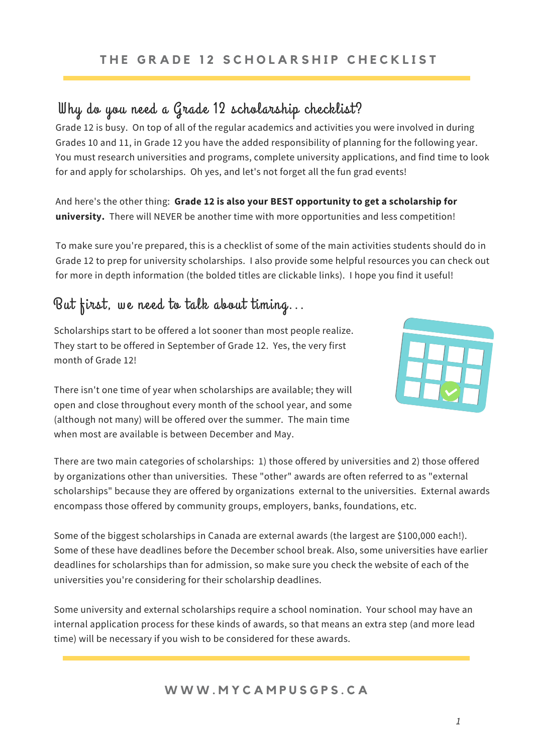# THE GRADE 12 SCHOLARSHIP CHECKLIST

## Why do you need a Grade 12 scholarship checklist?

Grade 12 is busy. On top of all of the regular academics and activities you were involved in during Grades 10 and 11, in Grade 12 you have the added responsibility of planning for the following year. You must research universities and programs, complete university applications, and find time to look for and apply for scholarships. Oh yes, and let's not forget all the fun grad events!

And here's the other thing: **Grade 12 is also your BEST opportunity to get a scholarship for university.** There will NEVER be another time with more opportunities and less competition!

To make sure you're prepared, this is a checklist of some of the main activities students should do in Grade 12 to prep for university scholarships. I also provide some helpful resources you can check out for more in depth information (the bolded titles are clickable links). I hope you find it useful!

## But first, we need to talk about timing...

Scholarships start to be offered a lot sooner than most people realize. They start to be offered in September of Grade 12. Yes, the very first month of Grade 12!

There isn't one time of year when scholarships are available; they will open and close throughout every month of the school year, and some (although not many) will be offered over the summer. The main time when most are available is between December and May.

There are two main categories of scholarships: 1) those offered by universities and 2) those offered by organizations other than universities. These "other" awards are often referred to as "external scholarships" because they are offered by organizations external to the universities. External awards encompass those offered by community groups, employers, banks, foundations, etc.

Some of the biggest scholarships in Canada are external awards (the largest are $100,000 each!). Some of these have deadlines before the December school break. Also, some universities have earlier deadlines for scholarships than for admission, so make sure you check the website of each of the universities you're considering for their scholarship deadlines.

Some university and external scholarships require a school nomination. Your school may have an internal application process for these kinds of awards, so that means an extra step (and more lead time) will be necessary if you wish to be considered for these awards.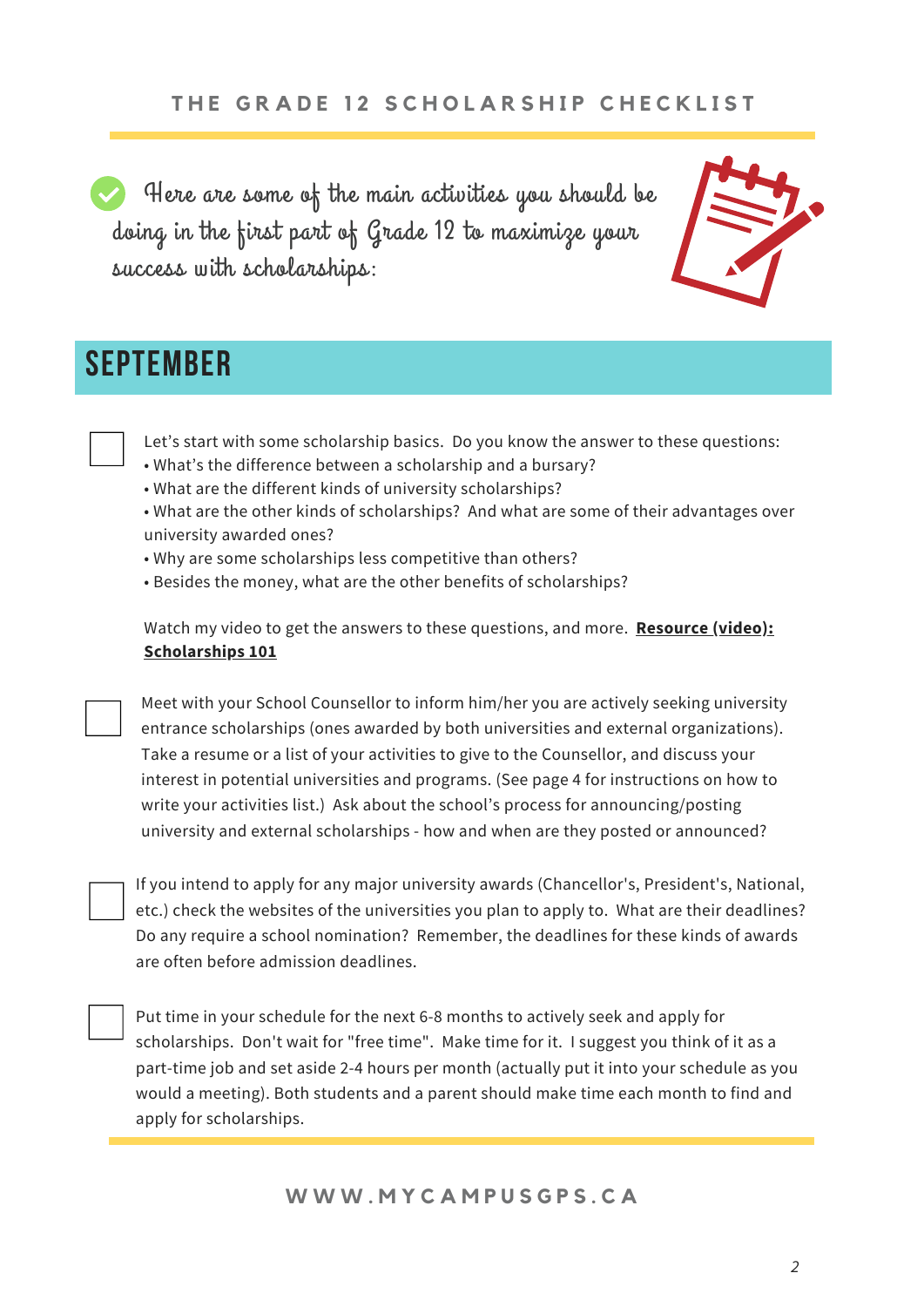THE GRADE 12 SCHOLARSHIP CHECKLIST

Here are some of the main activities you should be doing in the first part of Grade 12 to maximize your success with scholarships:

## SEPTEMBER

- [ ] Let's start with some scholarship basics. Do you know the answer to these questions:
  - What's the difference between a scholarship and a bursary?
  - What are the different kinds of university scholarships?
  - What are the other kinds of scholarships? And what are some of their advantages over university awarded ones?
  - Why are some scholarships less competitive than others?
  - Besides the money, what are the other benefits of scholarships?

  Watch my video to get the answers to these questions, and more. **Resource (video): Scholarships 101**

- [ ] Meet with your School Counsellor to inform him/her you are actively seeking university entrance scholarships (ones awarded by both universities and external organizations). Take a resume or a list of your activities to give to the Counsellor, and discuss your interest in potential universities and programs. (See page 4 for instructions on how to write your activities list.) Ask about the school's process for announcing/posting university and external scholarships - how and when are they posted or announced?

- [ ] If you intend to apply for any major university awards (Chancellor's, President's, National, etc.) check the websites of the universities you plan to apply to. What are their deadlines? Do any require a school nomination? Remember, the deadlines for these kinds of awards are often before admission deadlines.

- [ ] Put time in your schedule for the next 6-8 months to actively seek and apply for scholarships. Don't wait for "free time". Make time for it. I suggest you think of it as a part-time job and set aside 2-4 hours per month (actually put it into your schedule as you would a meeting). Both students and a parent should make time each month to find and apply for scholarships.

WWW.MYCAMPUSGPS.CA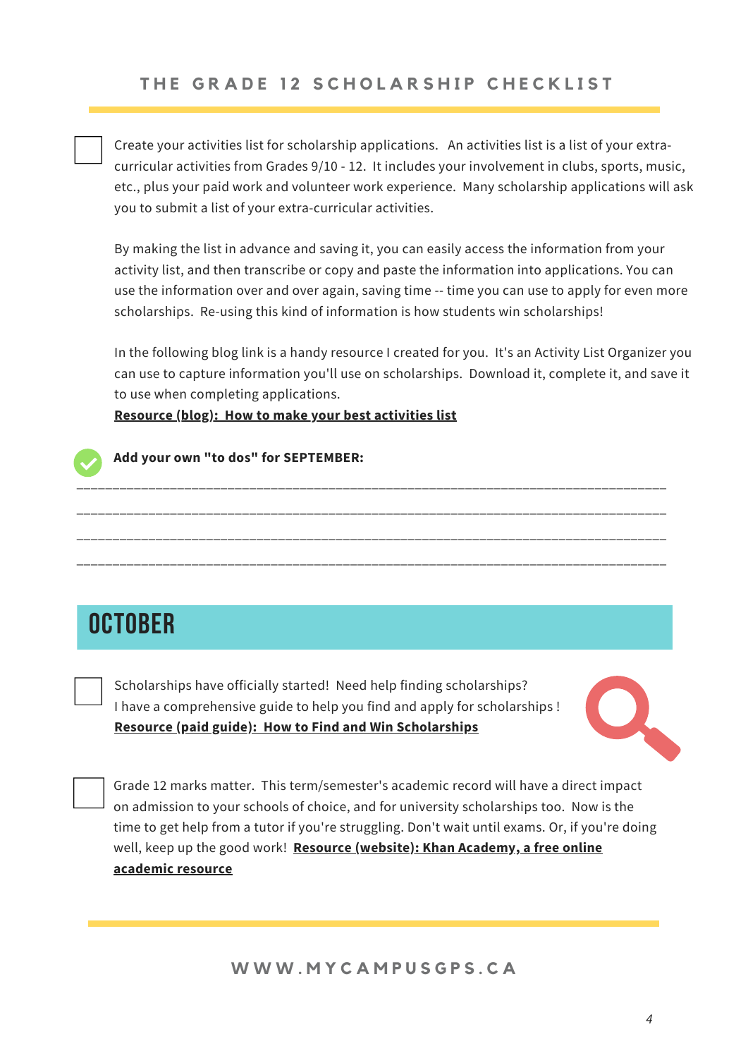- [ ] Create your activities list for scholarship applications. An activities list is a list of your extra-curricular activities from Grades 9/10 - 12. It includes your involvement in clubs, sports, music, etc., plus your paid work and volunteer work experience. Many scholarship applications will ask you to submit a list of your extra-curricular activities.

  By making the list in advance and saving it, you can easily access the information from your activity list, and then transcribe or copy and paste the information into applications. You can use the information over and over again, saving time -- time you can use to apply for even more scholarships. Re-using this kind of information is how students win scholarships!

  In the following blog link is a handy resource I created for you. It's an Activity List Organizer you can use to capture information you'll use on scholarships. Download it, complete it, and save it to use when completing applications.
  **Resource (blog): How to make your best activities list**

**Add your own "to dos" for SEPTEMBER:**

\_\_\_\_\_\_\_\_\_\_\_\_\_\_\_\_\_\_\_\_\_\_\_\_\_\_\_\_\_\_\_\_\_\_\_\_\_\_\_\_\_\_\_\_\_\_\_\_\_\_\_\_\_\_\_\_\_\_\_\_\_\_\_\_\_\_\_\_\_\_\_\_\_\_\_\_\_\_

\_\_\_\_\_\_\_\_\_\_\_\_\_\_\_\_\_\_\_\_\_\_\_\_\_\_\_\_\_\_\_\_\_\_\_\_\_\_\_\_\_\_\_\_\_\_\_\_\_\_\_\_\_\_\_\_\_\_\_\_\_\_\_\_\_\_\_\_\_\_\_\_\_\_\_\_\_\_

\_\_\_\_\_\_\_\_\_\_\_\_\_\_\_\_\_\_\_\_\_\_\_\_\_\_\_\_\_\_\_\_\_\_\_\_\_\_\_\_\_\_\_\_\_\_\_\_\_\_\_\_\_\_\_\_\_\_\_\_\_\_\_\_\_\_\_\_\_\_\_\_\_\_\_\_\_\_

\_\_\_\_\_\_\_\_\_\_\_\_\_\_\_\_\_\_\_\_\_\_\_\_\_\_\_\_\_\_\_\_\_\_\_\_\_\_\_\_\_\_\_\_\_\_\_\_\_\_\_\_\_\_\_\_\_\_\_\_\_\_\_\_\_\_\_\_\_\_\_\_\_\_\_\_\_\_

## OCTOBER

- [ ] Scholarships have officially started! Need help finding scholarships? I have a comprehensive guide to help you find and apply for scholarships !
  **Resource (paid guide): How to Find and Win Scholarships**

- [ ] Grade 12 marks matter. This term/semester's academic record will have a direct impact on admission to your schools of choice, and for university scholarships too. Now is the time to get help from a tutor if you're struggling. Don't wait until exams. Or, if you're doing well, keep up the good work! **Resource (website): Khan Academy, a free online academic resource**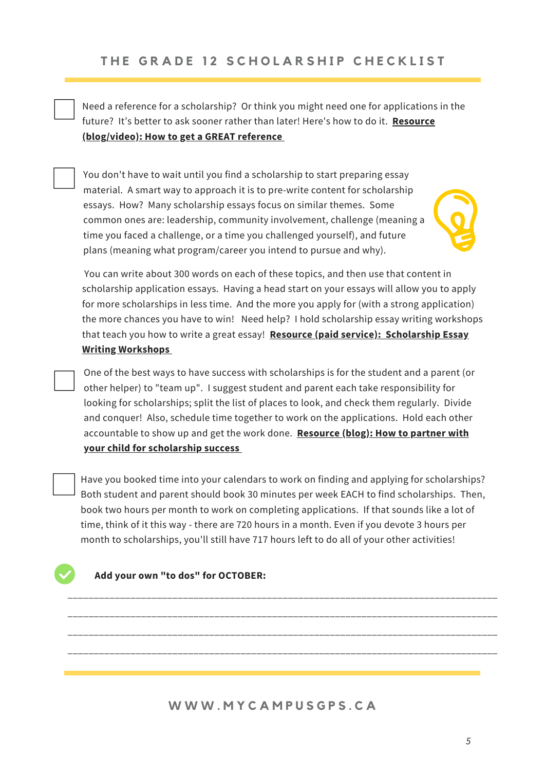## THE GRADE 12 SCHOLARSHIP CHECKLIST

- [ ] Need a reference for a scholarship? Or think you might need one for applications in the future? It's better to ask sooner rather than later! Here's how to do it. **Resource (blog/video): How to get a GREAT reference**

- [ ] You don't have to wait until you find a scholarship to start preparing essay material. A smart way to approach it is to pre-write content for scholarship essays. How? Many scholarship essays focus on similar themes. Some common ones are: leadership, community involvement, challenge (meaning a time you faced a challenge, or a time you challenged yourself), and future plans (meaning what program/career you intend to pursue and why).

  You can write about 300 words on each of these topics, and then use that content in scholarship application essays. Having a head start on your essays will allow you to apply for more scholarships in less time. And the more you apply for (with a strong application) the more chances you have to win! Need help? I hold scholarship essay writing workshops that teach you how to write a great essay! **Resource (paid service): Scholarship Essay Writing Workshops**

- [ ] One of the best ways to have success with scholarships is for the student and a parent (or other helper) to "team up". I suggest student and parent each take responsibility for looking for scholarships; split the list of places to look, and check them regularly. Divide and conquer! Also, schedule time together to work on the applications. Hold each other accountable to show up and get the work done. **Resource (blog): How to partner with your child for scholarship success**

- [ ] Have you booked time into your calendars to work on finding and applying for scholarships? Both student and parent should book 30 minutes per week EACH to find scholarships. Then, book two hours per month to work on completing applications. If that sounds like a lot of time, think of it this way - there are 720 hours in a month. Even if you devote 3 hours per month to scholarships, you'll still have 717 hours left to do all of your other activities!

**Add your own "to dos" for OCTOBER:**

\_\_\_\_\_\_\_\_\_\_\_\_\_\_\_\_\_\_\_\_\_\_\_\_\_\_\_\_\_\_\_\_\_\_\_\_\_\_\_\_\_\_\_\_\_\_\_\_\_\_\_\_\_\_\_\_\_\_\_\_\_\_\_\_\_\_\_\_\_\_\_\_

\_\_\_\_\_\_\_\_\_\_\_\_\_\_\_\_\_\_\_\_\_\_\_\_\_\_\_\_\_\_\_\_\_\_\_\_\_\_\_\_\_\_\_\_\_\_\_\_\_\_\_\_\_\_\_\_\_\_\_\_\_\_\_\_\_\_\_\_\_\_\_\_

\_\_\_\_\_\_\_\_\_\_\_\_\_\_\_\_\_\_\_\_\_\_\_\_\_\_\_\_\_\_\_\_\_\_\_\_\_\_\_\_\_\_\_\_\_\_\_\_\_\_\_\_\_\_\_\_\_\_\_\_\_\_\_\_\_\_\_\_\_\_\_\_

\_\_\_\_\_\_\_\_\_\_\_\_\_\_\_\_\_\_\_\_\_\_\_\_\_\_\_\_\_\_\_\_\_\_\_\_\_\_\_\_\_\_\_\_\_\_\_\_\_\_\_\_\_\_\_\_\_\_\_\_\_\_\_\_\_\_\_\_\_\_\_\_

WWW.MYCAMPUSGPS.CA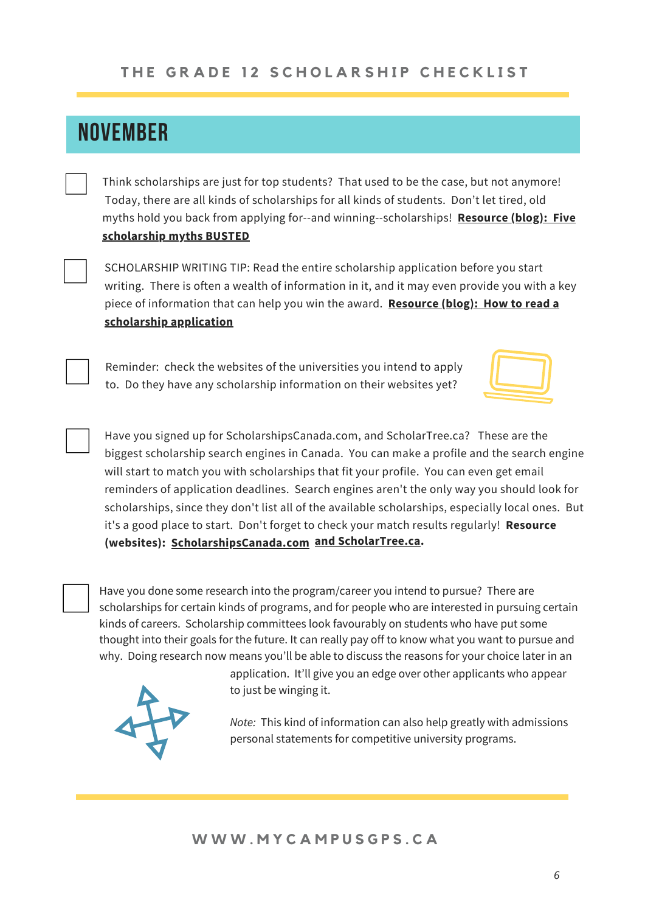## NOVEMBER

- [ ] Think scholarships are just for top students? That used to be the case, but not anymore! Today, there are all kinds of scholarships for all kinds of students. Don't let tired, old myths hold you back from applying for--and winning--scholarships! **Resource (blog): Five scholarship myths BUSTED**

- [ ] SCHOLARSHIP WRITING TIP: Read the entire scholarship application before you start writing. There is often a wealth of information in it, and it may even provide you with a key piece of information that can help you win the award. **Resource (blog): How to read a scholarship application**

- [ ] Reminder: check the websites of the universities you intend to apply to. Do they have any scholarship information on their websites yet?

- [ ] Have you signed up for ScholarshipsCanada.com, and ScholarTree.ca? These are the biggest scholarship search engines in Canada. You can make a profile and the search engine will start to match you with scholarships that fit your profile. You can even get email reminders of application deadlines. Search engines aren't the only way you should look for scholarships, since they don't list all of the available scholarships, especially local ones. But it's a good place to start. Don't forget to check your match results regularly! **Resource (websites): ScholarshipsCanada.com and ScholarTree.ca.**

- [ ] Have you done some research into the program/career you intend to pursue? There are scholarships for certain kinds of programs, and for people who are interested in pursuing certain kinds of careers. Scholarship committees look favourably on students who have put some thought into their goals for the future. It can really pay off to know what you want to pursue and why. Doing research now means you'll be able to discuss the reasons for your choice later in an application. It'll give you an edge over other applicants who appear to just be winging it.

  *Note:* This kind of information can also help greatly with admissions personal statements for competitive university programs.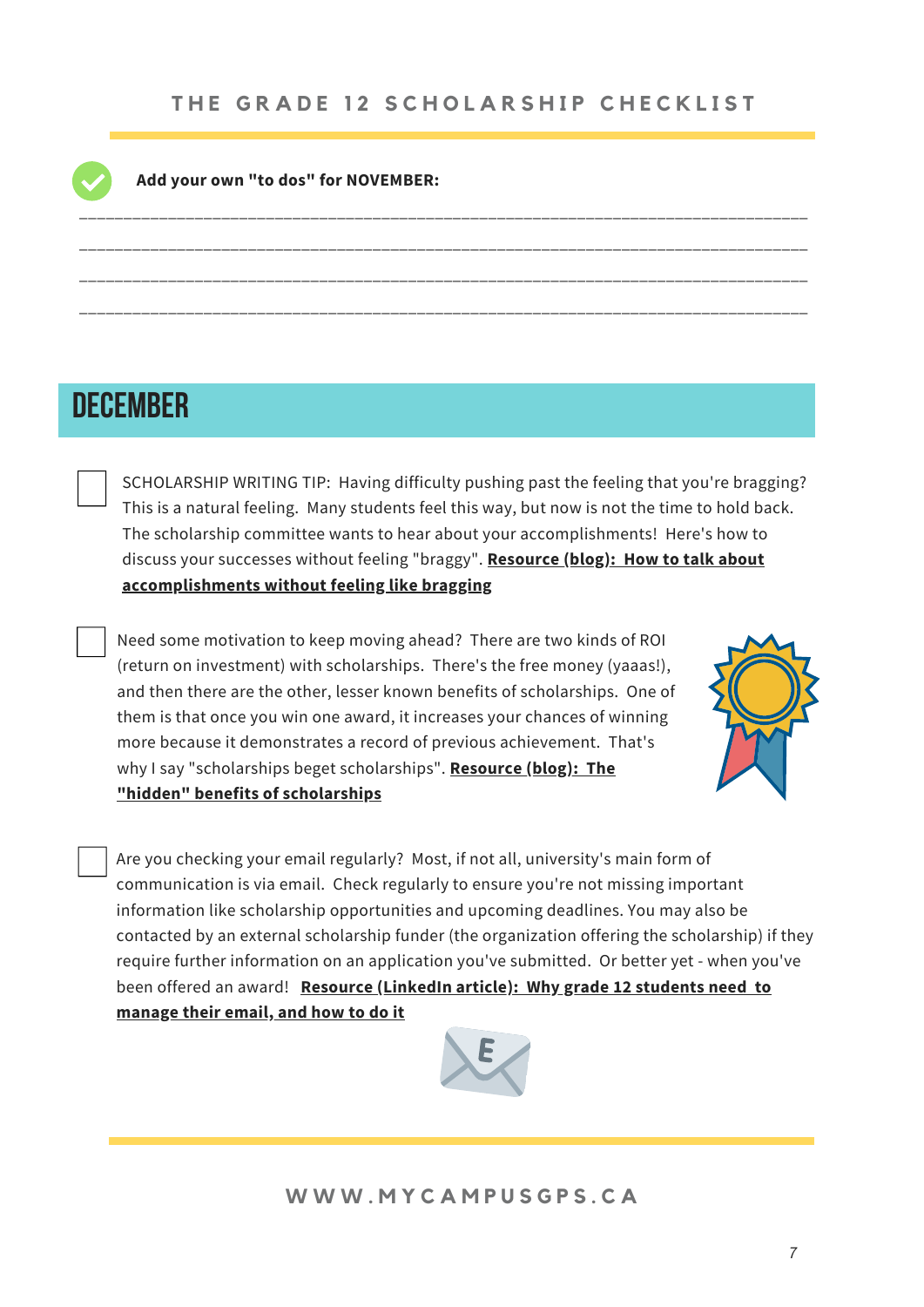**Add your own "to dos" for NOVEMBER:**

\_\_\_\_\_\_\_\_\_\_\_\_\_\_\_\_\_\_\_\_\_\_\_\_\_\_\_\_\_\_\_\_\_\_\_\_\_\_\_\_\_\_\_\_\_\_\_\_\_\_\_\_\_\_\_\_\_\_\_\_\_\_\_\_\_\_\_\_\_\_\_\_\_\_\_\_

\_\_\_\_\_\_\_\_\_\_\_\_\_\_\_\_\_\_\_\_\_\_\_\_\_\_\_\_\_\_\_\_\_\_\_\_\_\_\_\_\_\_\_\_\_\_\_\_\_\_\_\_\_\_\_\_\_\_\_\_\_\_\_\_\_\_\_\_\_\_\_\_\_\_\_\_

\_\_\_\_\_\_\_\_\_\_\_\_\_\_\_\_\_\_\_\_\_\_\_\_\_\_\_\_\_\_\_\_\_\_\_\_\_\_\_\_\_\_\_\_\_\_\_\_\_\_\_\_\_\_\_\_\_\_\_\_\_\_\_\_\_\_\_\_\_\_\_\_\_\_\_\_

\_\_\_\_\_\_\_\_\_\_\_\_\_\_\_\_\_\_\_\_\_\_\_\_\_\_\_\_\_\_\_\_\_\_\_\_\_\_\_\_\_\_\_\_\_\_\_\_\_\_\_\_\_\_\_\_\_\_\_\_\_\_\_\_\_\_\_\_\_\_\_\_\_\_\_\_

# DECEMBER

- [ ] SCHOLARSHIP WRITING TIP: Having difficulty pushing past the feeling that you're bragging? This is a natural feeling. Many students feel this way, but now is not the time to hold back. The scholarship committee wants to hear about your accomplishments! Here's how to discuss your successes without feeling "braggy". **Resource (blog): How to talk about accomplishments without feeling like bragging**

- [ ] Need some motivation to keep moving ahead? There are two kinds of ROI (return on investment) with scholarships. There's the free money (yaaas!), and then there are the other, lesser known benefits of scholarships. One of them is that once you win one award, it increases your chances of winning more because it demonstrates a record of previous achievement. That's why I say "scholarships beget scholarships". **Resource (blog): The "hidden" benefits of scholarships**

- [ ] Are you checking your email regularly? Most, if not all, university's main form of communication is via email. Check regularly to ensure you're not missing important information like scholarship opportunities and upcoming deadlines. You may also be contacted by an external scholarship funder (the organization offering the scholarship) if they require further information on an application you've submitted. Or better yet - when you've been offered an award! **Resource (LinkedIn article): Why grade 12 students need to manage their email, and how to do it**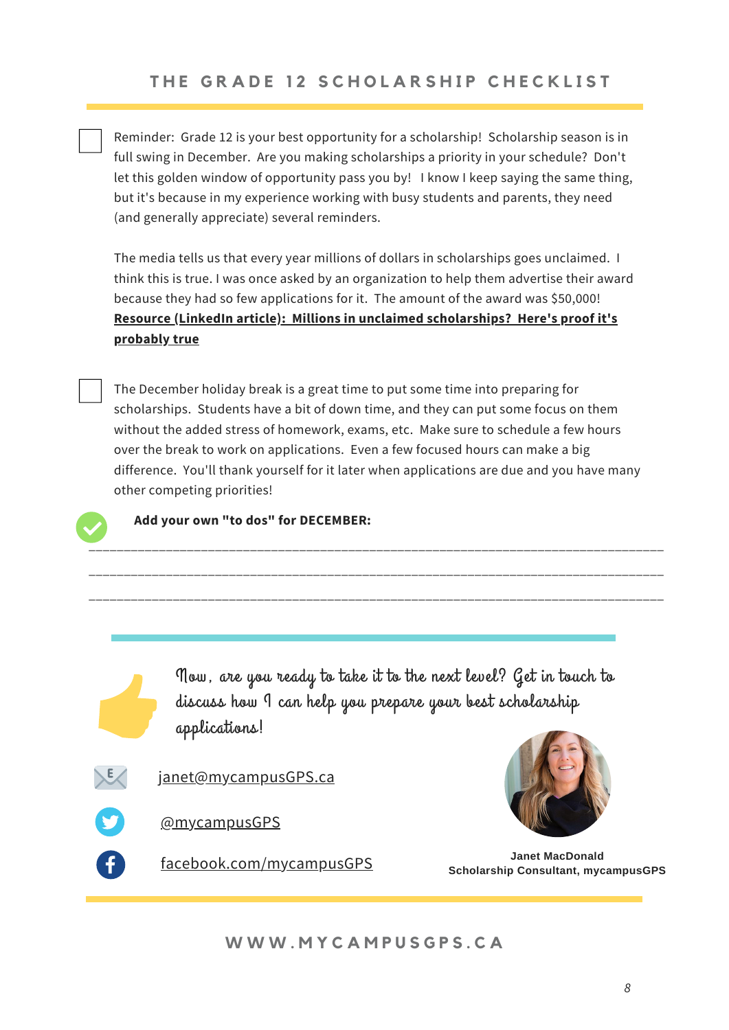# THE GRADE 12 SCHOLARSHIP CHECKLIST

- [ ] Reminder: Grade 12 is your best opportunity for a scholarship! Scholarship season is in full swing in December. Are you making scholarships a priority in your schedule? Don't let this golden window of opportunity pass you by! I know I keep saying the same thing, but it's because in my experience working with busy students and parents, they need (and generally appreciate) several reminders.

  The media tells us that every year millions of dollars in scholarships goes unclaimed. I think this is true. I was once asked by an organization to help them advertise their award because they had so few applications for it. The amount of the award was $50,000!
  **Resource (LinkedIn article): Millions in unclaimed scholarships? Here's proof it's probably true**

- [ ] The December holiday break is a great time to put some time into preparing for scholarships. Students have a bit of down time, and they can put some focus on them without the added stress of homework, exams, etc. Make sure to schedule a few hours over the break to work on applications. Even a few focused hours can make a big difference. You'll thank yourself for it later when applications are due and you have many other competing priorities!

**Add your own "to dos" for DECEMBER:**

\_\_\_\_\_\_\_\_\_\_\_\_\_\_\_\_\_\_\_\_\_\_\_\_\_\_\_\_\_\_\_\_\_\_\_\_\_\_\_\_\_\_\_\_\_\_\_\_\_\_\_\_\_\_\_\_\_\_\_\_\_\_\_\_\_\_\_\_\_\_\_\_

\_\_\_\_\_\_\_\_\_\_\_\_\_\_\_\_\_\_\_\_\_\_\_\_\_\_\_\_\_\_\_\_\_\_\_\_\_\_\_\_\_\_\_\_\_\_\_\_\_\_\_\_\_\_\_\_\_\_\_\_\_\_\_\_\_\_\_\_\_\_\_\_

\_\_\_\_\_\_\_\_\_\_\_\_\_\_\_\_\_\_\_\_\_\_\_\_\_\_\_\_\_\_\_\_\_\_\_\_\_\_\_\_\_\_\_\_\_\_\_\_\_\_\_\_\_\_\_\_\_\_\_\_\_\_\_\_\_\_\_\_\_\_\_\_

---

*Now, are you ready to take it to the next level? Get in touch to discuss how I can help you prepare your best scholarship applications!*

janet@mycampusGPS.ca

@mycampusGPS

facebook.com/mycampusGPS

**Janet MacDonald**
**Scholarship Consultant, mycampusGPS**

**WWW.MYCAMPUSGPS.CA**